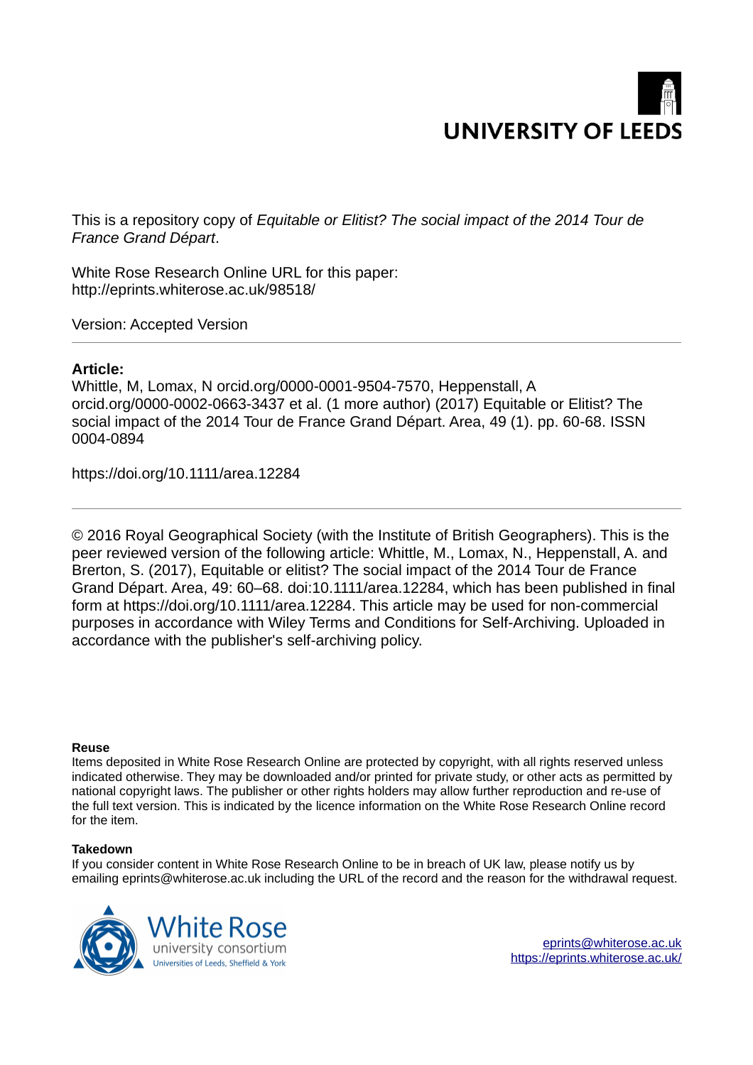UNIVERSITY OF LEEDS

This is a repository copy of *Equitable or Elitist? The social impact of the 2014 Tour de France Grand Départ*.

White Rose Research Online URL for this paper:
http://eprints.whiterose.ac.uk/98518/

Version: Accepted Version

---

**Article:**

Whittle, M, Lomax, N orcid.org/0000-0001-9504-7570, Heppenstall, A orcid.org/0000-0002-0663-3437 et al. (1 more author) (2017) Equitable or Elitist? The social impact of the 2014 Tour de France Grand Départ. Area, 49 (1). pp. 60-68. ISSN 0004-0894

https://doi.org/10.1111/area.12284

---

© 2016 Royal Geographical Society (with the Institute of British Geographers). This is the peer reviewed version of the following article: Whittle, M., Lomax, N., Heppenstall, A. and Brerton, S. (2017), Equitable or elitist? The social impact of the 2014 Tour de France Grand Départ. Area, 49: 60–68. doi:10.1111/area.12284, which has been published in final form at https://doi.org/10.1111/area.12284. This article may be used for non-commercial purposes in accordance with Wiley Terms and Conditions for Self-Archiving. Uploaded in accordance with the publisher's self-archiving policy.

**Reuse**

Items deposited in White Rose Research Online are protected by copyright, with all rights reserved unless indicated otherwise. They may be downloaded and/or printed for private study, or other acts as permitted by national copyright laws. The publisher or other rights holders may allow further reproduction and re-use of the full text version. This is indicated by the licence information on the White Rose Research Online record for the item.

**Takedown**

If you consider content in White Rose Research Online to be in breach of UK law, please notify us by emailing eprints@whiterose.ac.uk including the URL of the record and the reason for the withdrawal request.

White Rose university consortium
Universities of Leeds, Sheffield & York

eprints@whiterose.ac.uk
https://eprints.whiterose.ac.uk/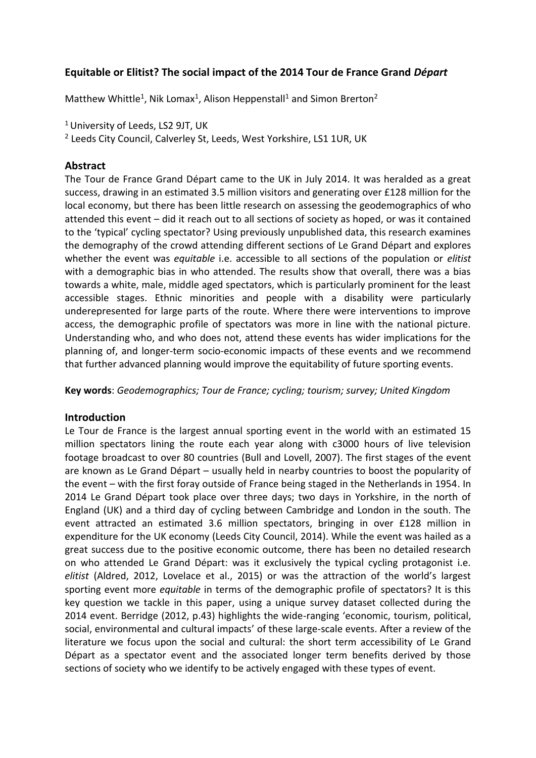## Equitable or Elitist? The social impact of the 2014 Tour de France Grand *Départ*

Matthew Whittle[1], Nik Lomax[1], Alison Heppenstall[1] and Simon Brerton[2]

[1] University of Leeds, LS2 9JT, UK

[2] Leeds City Council, Calverley St, Leeds, West Yorkshire, LS1 1UR, UK

### Abstract

The Tour de France Grand Départ came to the UK in July 2014. It was heralded as a great success, drawing in an estimated 3.5 million visitors and generating over £128 million for the local economy, but there has been little research on assessing the geodemographics of who attended this event – did it reach out to all sections of society as hoped, or was it contained to the 'typical' cycling spectator? Using previously unpublished data, this research examines the demography of the crowd attending different sections of Le Grand Départ and explores whether the event was *equitable* i.e. accessible to all sections of the population or *elitist* with a demographic bias in who attended. The results show that overall, there was a bias towards a white, male, middle aged spectators, which is particularly prominent for the least accessible stages. Ethnic minorities and people with a disability were particularly underepresented for large parts of the route. Where there were interventions to improve access, the demographic profile of spectators was more in line with the national picture. Understanding who, and who does not, attend these events has wider implications for the planning of, and longer-term socio-economic impacts of these events and we recommend that further advanced planning would improve the equitability of future sporting events.

**Key words**: *Geodemographics; Tour de France; cycling; tourism; survey; United Kingdom*

### Introduction

Le Tour de France is the largest annual sporting event in the world with an estimated 15 million spectators lining the route each year along with c3000 hours of live television footage broadcast to over 80 countries (Bull and Lovell, 2007). The first stages of the event are known as Le Grand Départ – usually held in nearby countries to boost the popularity of the event – with the first foray outside of France being staged in the Netherlands in 1954. In 2014 Le Grand Départ took place over three days; two days in Yorkshire, in the north of England (UK) and a third day of cycling between Cambridge and London in the south. The event attracted an estimated 3.6 million spectators, bringing in over £128 million in expenditure for the UK economy (Leeds City Council, 2014). While the event was hailed as a great success due to the positive economic outcome, there has been no detailed research on who attended Le Grand Départ: was it exclusively the typical cycling protagonist i.e. *elitist* (Aldred, 2012, Lovelace et al., 2015) or was the attraction of the world's largest sporting event more *equitable* in terms of the demographic profile of spectators? It is this key question we tackle in this paper, using a unique survey dataset collected during the 2014 event. Berridge (2012, p.43) highlights the wide-ranging 'economic, tourism, political, social, environmental and cultural impacts' of these large-scale events. After a review of the literature we focus upon the social and cultural: the short term accessibility of Le Grand Départ as a spectator event and the associated longer term benefits derived by those sections of society who we identify to be actively engaged with these types of event.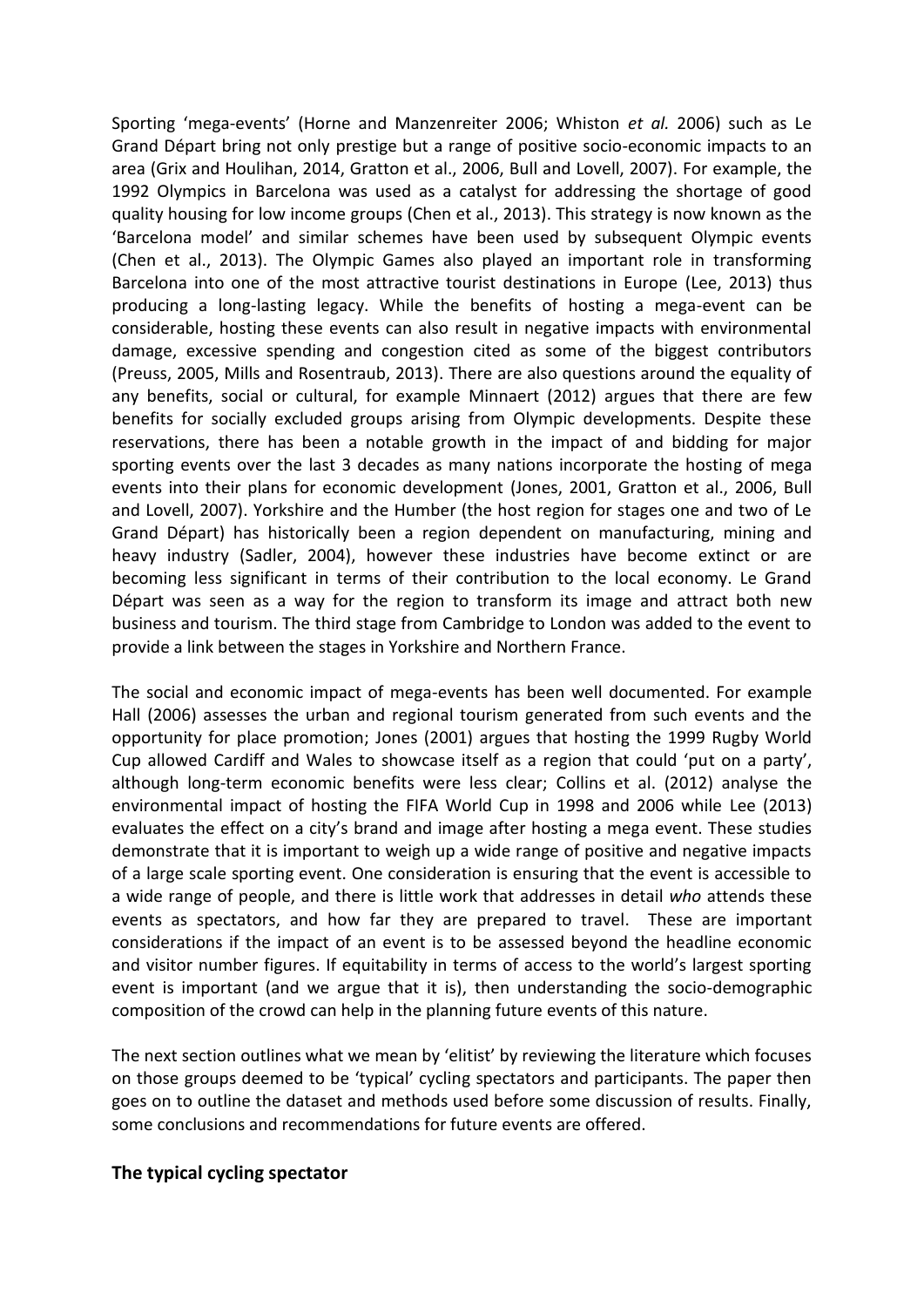Sporting 'mega-events' (Horne and Manzenreiter 2006; Whiston *et al.* 2006) such as Le Grand Départ bring not only prestige but a range of positive socio-economic impacts to an area (Grix and Houlihan, 2014, Gratton et al., 2006, Bull and Lovell, 2007). For example, the 1992 Olympics in Barcelona was used as a catalyst for addressing the shortage of good quality housing for low income groups (Chen et al., 2013). This strategy is now known as the 'Barcelona model' and similar schemes have been used by subsequent Olympic events (Chen et al., 2013). The Olympic Games also played an important role in transforming Barcelona into one of the most attractive tourist destinations in Europe (Lee, 2013) thus producing a long-lasting legacy. While the benefits of hosting a mega-event can be considerable, hosting these events can also result in negative impacts with environmental damage, excessive spending and congestion cited as some of the biggest contributors (Preuss, 2005, Mills and Rosentraub, 2013). There are also questions around the equality of any benefits, social or cultural, for example Minnaert (2012) argues that there are few benefits for socially excluded groups arising from Olympic developments. Despite these reservations, there has been a notable growth in the impact of and bidding for major sporting events over the last 3 decades as many nations incorporate the hosting of mega events into their plans for economic development (Jones, 2001, Gratton et al., 2006, Bull and Lovell, 2007). Yorkshire and the Humber (the host region for stages one and two of Le Grand Départ) has historically been a region dependent on manufacturing, mining and heavy industry (Sadler, 2004), however these industries have become extinct or are becoming less significant in terms of their contribution to the local economy. Le Grand Départ was seen as a way for the region to transform its image and attract both new business and tourism. The third stage from Cambridge to London was added to the event to provide a link between the stages in Yorkshire and Northern France.

The social and economic impact of mega-events has been well documented. For example Hall (2006) assesses the urban and regional tourism generated from such events and the opportunity for place promotion; Jones (2001) argues that hosting the 1999 Rugby World Cup allowed Cardiff and Wales to showcase itself as a region that could 'put on a party', although long-term economic benefits were less clear; Collins et al. (2012) analyse the environmental impact of hosting the FIFA World Cup in 1998 and 2006 while Lee (2013) evaluates the effect on a city's brand and image after hosting a mega event. These studies demonstrate that it is important to weigh up a wide range of positive and negative impacts of a large scale sporting event. One consideration is ensuring that the event is accessible to a wide range of people, and there is little work that addresses in detail *who* attends these events as spectators, and how far they are prepared to travel. These are important considerations if the impact of an event is to be assessed beyond the headline economic and visitor number figures. If equitability in terms of access to the world's largest sporting event is important (and we argue that it is), then understanding the socio-demographic composition of the crowd can help in the planning future events of this nature.

The next section outlines what we mean by 'elitist' by reviewing the literature which focuses on those groups deemed to be 'typical' cycling spectators and participants. The paper then goes on to outline the dataset and methods used before some discussion of results. Finally, some conclusions and recommendations for future events are offered.

## The typical cycling spectator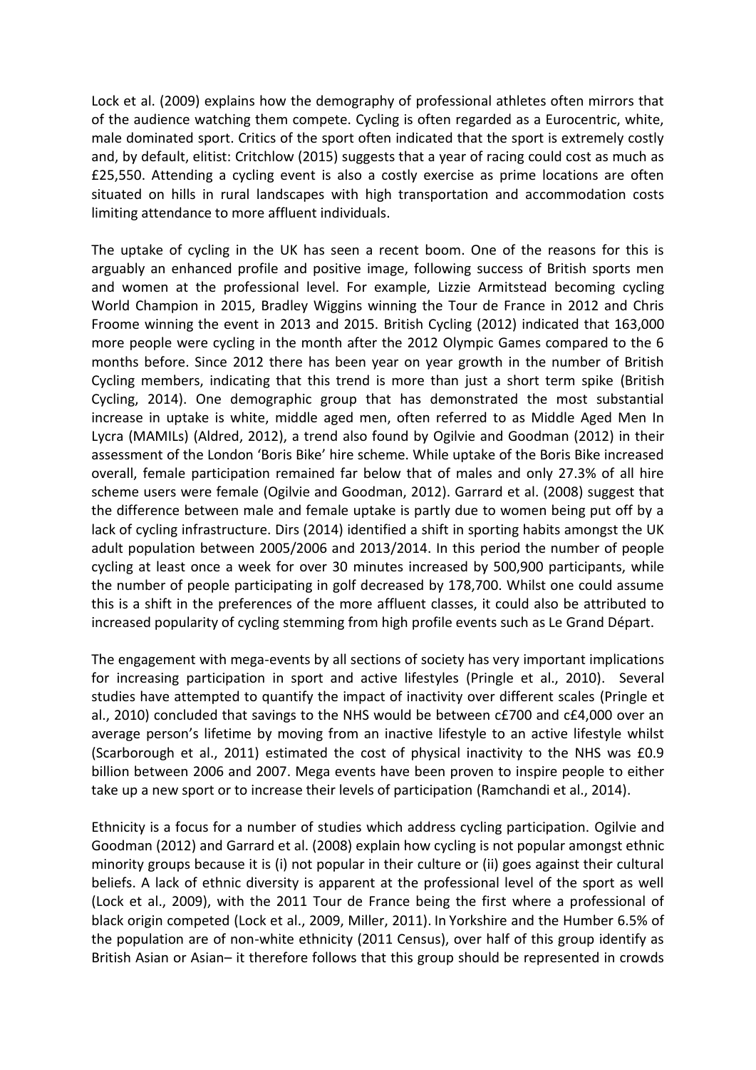Lock et al. (2009) explains how the demography of professional athletes often mirrors that of the audience watching them compete. Cycling is often regarded as a Eurocentric, white, male dominated sport. Critics of the sport often indicated that the sport is extremely costly and, by default, elitist: Critchlow (2015) suggests that a year of racing could cost as much as £25,550. Attending a cycling event is also a costly exercise as prime locations are often situated on hills in rural landscapes with high transportation and accommodation costs limiting attendance to more affluent individuals.

The uptake of cycling in the UK has seen a recent boom. One of the reasons for this is arguably an enhanced profile and positive image, following success of British sports men and women at the professional level. For example, Lizzie Armitstead becoming cycling World Champion in 2015, Bradley Wiggins winning the Tour de France in 2012 and Chris Froome winning the event in 2013 and 2015. British Cycling (2012) indicated that 163,000 more people were cycling in the month after the 2012 Olympic Games compared to the 6 months before. Since 2012 there has been year on year growth in the number of British Cycling members, indicating that this trend is more than just a short term spike (British Cycling, 2014). One demographic group that has demonstrated the most substantial increase in uptake is white, middle aged men, often referred to as Middle Aged Men In Lycra (MAMILs) (Aldred, 2012), a trend also found by Ogilvie and Goodman (2012) in their assessment of the London 'Boris Bike' hire scheme. While uptake of the Boris Bike increased overall, female participation remained far below that of males and only 27.3% of all hire scheme users were female (Ogilvie and Goodman, 2012). Garrard et al. (2008) suggest that the difference between male and female uptake is partly due to women being put off by a lack of cycling infrastructure. Dirs (2014) identified a shift in sporting habits amongst the UK adult population between 2005/2006 and 2013/2014. In this period the number of people cycling at least once a week for over 30 minutes increased by 500,900 participants, while the number of people participating in golf decreased by 178,700. Whilst one could assume this is a shift in the preferences of the more affluent classes, it could also be attributed to increased popularity of cycling stemming from high profile events such as Le Grand Départ.

The engagement with mega-events by all sections of society has very important implications for increasing participation in sport and active lifestyles (Pringle et al., 2010). Several studies have attempted to quantify the impact of inactivity over different scales (Pringle et al., 2010) concluded that savings to the NHS would be between c£700 and c£4,000 over an average person's lifetime by moving from an inactive lifestyle to an active lifestyle whilst (Scarborough et al., 2011) estimated the cost of physical inactivity to the NHS was £0.9 billion between 2006 and 2007. Mega events have been proven to inspire people to either take up a new sport or to increase their levels of participation (Ramchandi et al., 2014).

Ethnicity is a focus for a number of studies which address cycling participation. Ogilvie and Goodman (2012) and Garrard et al. (2008) explain how cycling is not popular amongst ethnic minority groups because it is (i) not popular in their culture or (ii) goes against their cultural beliefs. A lack of ethnic diversity is apparent at the professional level of the sport as well (Lock et al., 2009), with the 2011 Tour de France being the first where a professional of black origin competed (Lock et al., 2009, Miller, 2011). In Yorkshire and the Humber 6.5% of the population are of non-white ethnicity (2011 Census), over half of this group identify as British Asian or Asian– it therefore follows that this group should be represented in crowds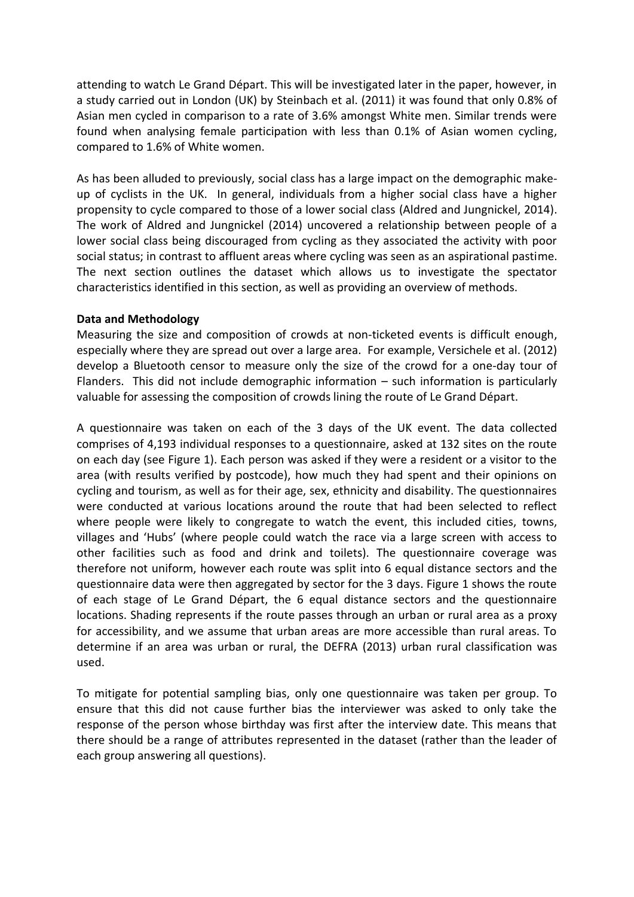attending to watch Le Grand Départ. This will be investigated later in the paper, however, in a study carried out in London (UK) by Steinbach et al. (2011) it was found that only 0.8% of Asian men cycled in comparison to a rate of 3.6% amongst White men. Similar trends were found when analysing female participation with less than 0.1% of Asian women cycling, compared to 1.6% of White women.

As has been alluded to previously, social class has a large impact on the demographic make-up of cyclists in the UK. In general, individuals from a higher social class have a higher propensity to cycle compared to those of a lower social class (Aldred and Jungnickel, 2014). The work of Aldred and Jungnickel (2014) uncovered a relationship between people of a lower social class being discouraged from cycling as they associated the activity with poor social status; in contrast to affluent areas where cycling was seen as an aspirational pastime. The next section outlines the dataset which allows us to investigate the spectator characteristics identified in this section, as well as providing an overview of methods.

**Data and Methodology**

Measuring the size and composition of crowds at non-ticketed events is difficult enough, especially where they are spread out over a large area. For example, Versichele et al. (2012) develop a Bluetooth censor to measure only the size of the crowd for a one-day tour of Flanders. This did not include demographic information – such information is particularly valuable for assessing the composition of crowds lining the route of Le Grand Départ.

A questionnaire was taken on each of the 3 days of the UK event. The data collected comprises of 4,193 individual responses to a questionnaire, asked at 132 sites on the route on each day (see Figure 1). Each person was asked if they were a resident or a visitor to the area (with results verified by postcode), how much they had spent and their opinions on cycling and tourism, as well as for their age, sex, ethnicity and disability. The questionnaires were conducted at various locations around the route that had been selected to reflect where people were likely to congregate to watch the event, this included cities, towns, villages and 'Hubs' (where people could watch the race via a large screen with access to other facilities such as food and drink and toilets). The questionnaire coverage was therefore not uniform, however each route was split into 6 equal distance sectors and the questionnaire data were then aggregated by sector for the 3 days. Figure 1 shows the route of each stage of Le Grand Départ, the 6 equal distance sectors and the questionnaire locations. Shading represents if the route passes through an urban or rural area as a proxy for accessibility, and we assume that urban areas are more accessible than rural areas. To determine if an area was urban or rural, the DEFRA (2013) urban rural classification was used.

To mitigate for potential sampling bias, only one questionnaire was taken per group. To ensure that this did not cause further bias the interviewer was asked to only take the response of the person whose birthday was first after the interview date. This means that there should be a range of attributes represented in the dataset (rather than the leader of each group answering all questions).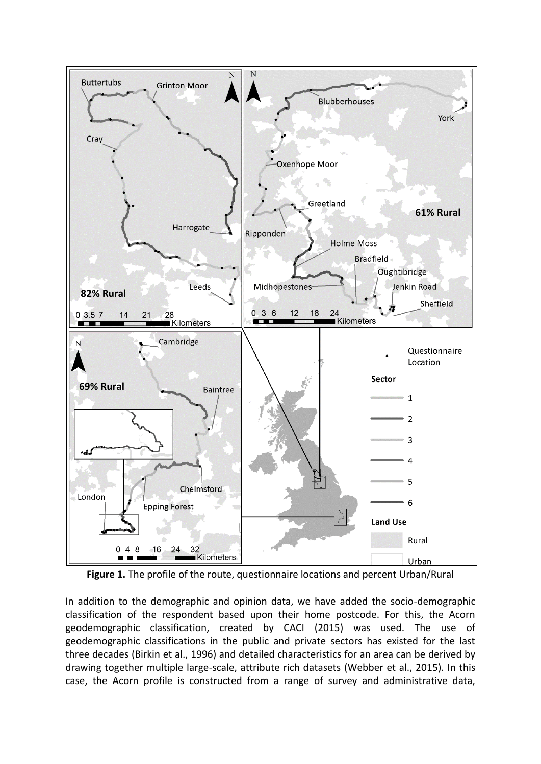**Figure 1.** The profile of the route, questionnaire locations and percent Urban/Rural

In addition to the demographic and opinion data, we have added the socio-demographic classification of the respondent based upon their home postcode. For this, the Acorn geodemographic classification, created by CACI (2015) was used. The use of geodemographic classifications in the public and private sectors has existed for the last three decades (Birkin et al., 1996) and detailed characteristics for an area can be derived by drawing together multiple large-scale, attribute rich datasets (Webber et al., 2015). In this case, the Acorn profile is constructed from a range of survey and administrative data,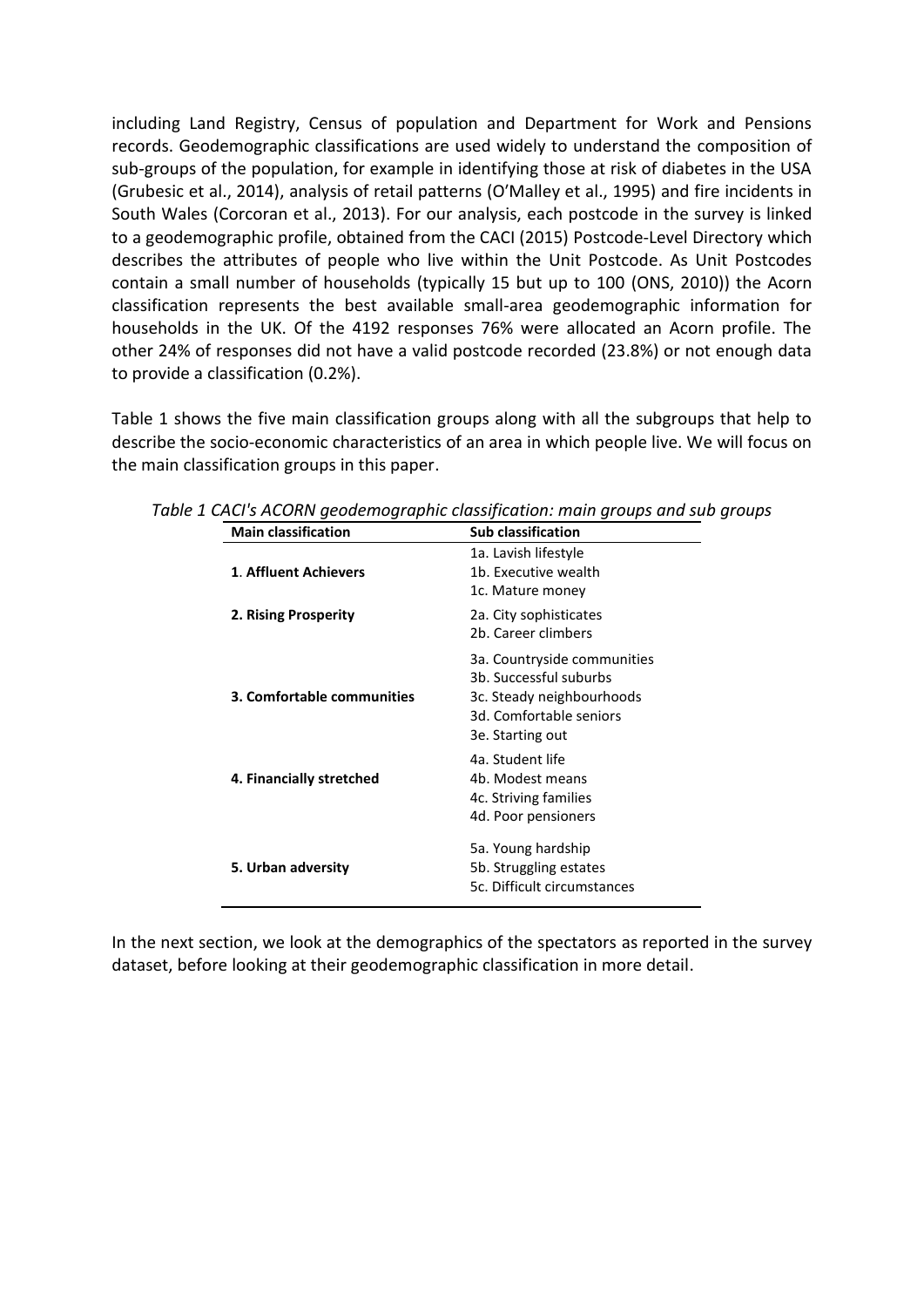including Land Registry, Census of population and Department for Work and Pensions records. Geodemographic classifications are used widely to understand the composition of sub-groups of the population, for example in identifying those at risk of diabetes in the USA (Grubesic et al., 2014), analysis of retail patterns (O'Malley et al., 1995) and fire incidents in South Wales (Corcoran et al., 2013). For our analysis, each postcode in the survey is linked to a geodemographic profile, obtained from the CACI (2015) Postcode-Level Directory which describes the attributes of people who live within the Unit Postcode. As Unit Postcodes contain a small number of households (typically 15 but up to 100 (ONS, 2010)) the Acorn classification represents the best available small-area geodemographic information for households in the UK. Of the 4192 responses 76% were allocated an Acorn profile. The other 24% of responses did not have a valid postcode recorded (23.8%) or not enough data to provide a classification (0.2%).

Table 1 shows the five main classification groups along with all the subgroups that help to describe the socio-economic characteristics of an area in which people live. We will focus on the main classification groups in this paper.

*Table 1 CACI's ACORN geodemographic classification: main groups and sub groups*

| **Main classification** | **Sub classification** |
|---|---|
| **1. Affluent Achievers** | 1a. Lavish lifestyle<br>1b. Executive wealth<br>1c. Mature money |
| **2. Rising Prosperity** | 2a. City sophisticates<br>2b. Career climbers |
| **3. Comfortable communities** | 3a. Countryside communities<br>3b. Successful suburbs<br>3c. Steady neighbourhoods<br>3d. Comfortable seniors<br>3e. Starting out |
| **4. Financially stretched** | 4a. Student life<br>4b. Modest means<br>4c. Striving families<br>4d. Poor pensioners |
| **5. Urban adversity** | 5a. Young hardship<br>5b. Struggling estates<br>5c. Difficult circumstances |

In the next section, we look at the demographics of the spectators as reported in the survey dataset, before looking at their geodemographic classification in more detail.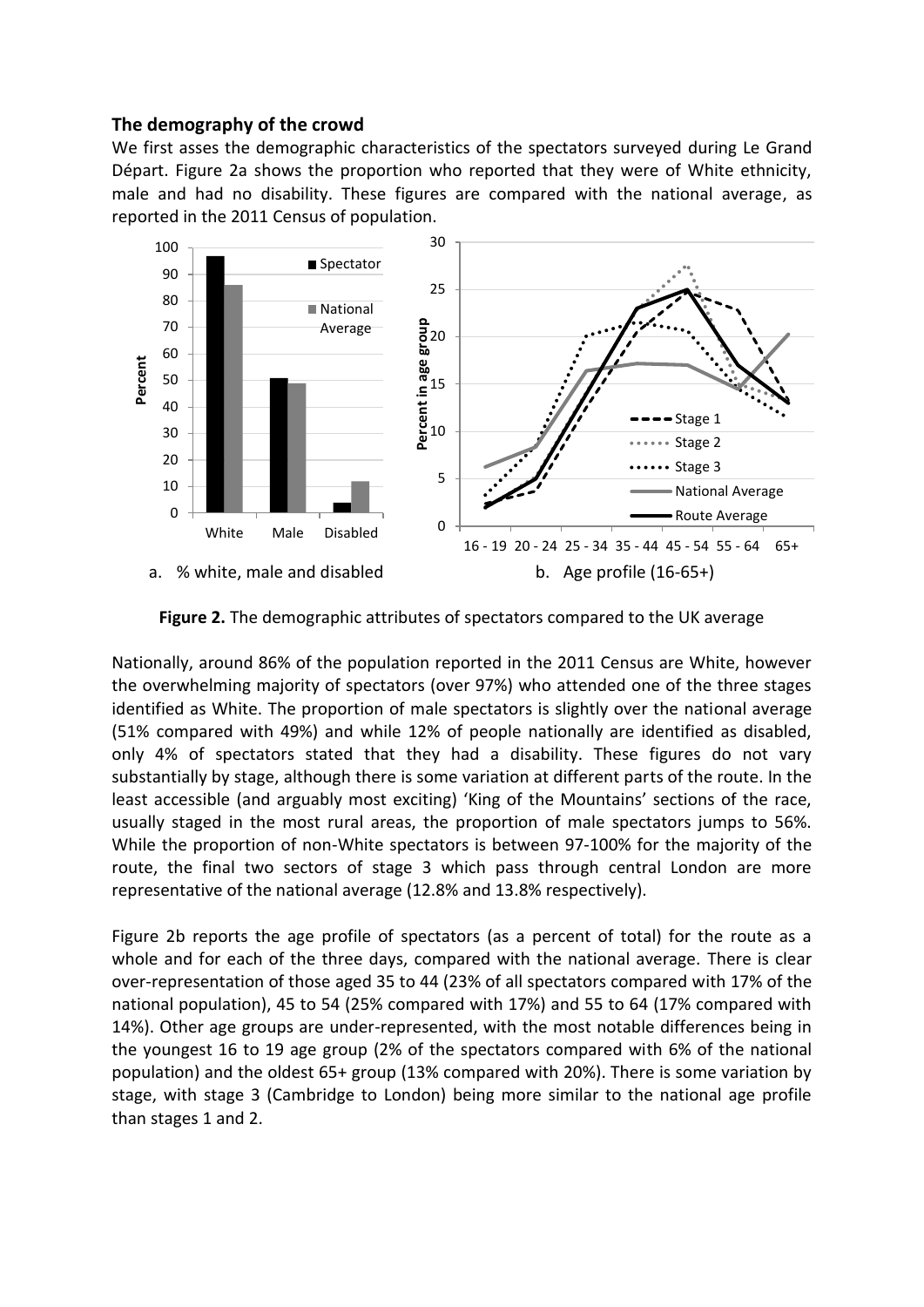## The demography of the crowd

We first asses the demographic characteristics of the spectators surveyed during Le Grand Départ. Figure 2a shows the proportion who reported that they were of White ethnicity, male and had no disability. These figures are compared with the national average, as reported in the 2011 Census of population.

a. % white, male and disabled

b. Age profile (16-65+)

**Figure 2.** The demographic attributes of spectators compared to the UK average

Nationally, around 86% of the population reported in the 2011 Census are White, however the overwhelming majority of spectators (over 97%) who attended one of the three stages identified as White. The proportion of male spectators is slightly over the national average (51% compared with 49%) and while 12% of people nationally are identified as disabled, only 4% of spectators stated that they had a disability. These figures do not vary substantially by stage, although there is some variation at different parts of the route. In the least accessible (and arguably most exciting) 'King of the Mountains' sections of the race, usually staged in the most rural areas, the proportion of male spectators jumps to 56%. While the proportion of non-White spectators is between 97-100% for the majority of the route, the final two sectors of stage 3 which pass through central London are more representative of the national average (12.8% and 13.8% respectively).

Figure 2b reports the age profile of spectators (as a percent of total) for the route as a whole and for each of the three days, compared with the national average. There is clear over-representation of those aged 35 to 44 (23% of all spectators compared with 17% of the national population), 45 to 54 (25% compared with 17%) and 55 to 64 (17% compared with 14%). Other age groups are under-represented, with the most notable differences being in the youngest 16 to 19 age group (2% of the spectators compared with 6% of the national population) and the oldest 65+ group (13% compared with 20%). There is some variation by stage, with stage 3 (Cambridge to London) being more similar to the national age profile than stages 1 and 2.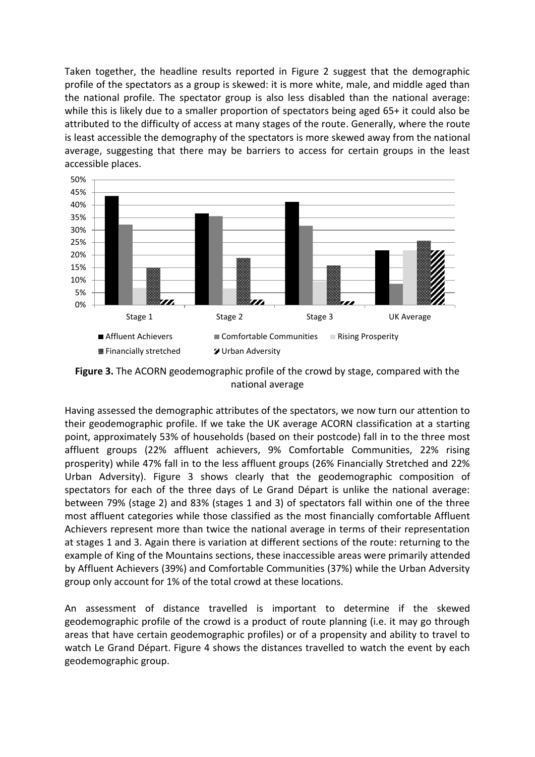Taken together, the headline results reported in Figure 2 suggest that the demographic profile of the spectators as a group is skewed: it is more white, male, and middle aged than the national profile. The spectator group is also less disabled than the national average: while this is likely due to a smaller proportion of spectators being aged 65+ it could also be attributed to the difficulty of access at many stages of the route. Generally, where the route is least accessible the demography of the spectators is more skewed away from the national average, suggesting that there may be barriers to access for certain groups in the least accessible places.

**Figure 3.** The ACORN geodemographic profile of the crowd by stage, compared with the national average

Having assessed the demographic attributes of the spectators, we now turn our attention to their geodemographic profile. If we take the UK average ACORN classification at a starting point, approximately 53% of households (based on their postcode) fall in to the three most affluent groups (22% affluent achievers, 9% Comfortable Communities, 22% rising prosperity) while 47% fall in to the less affluent groups (26% Financially Stretched and 22% Urban Adversity). Figure 3 shows clearly that the geodemographic composition of spectators for each of the three days of Le Grand Départ is unlike the national average: between 79% (stage 2) and 83% (stages 1 and 3) of spectators fall within one of the three most affluent categories while those classified as the most financially comfortable Affluent Achievers represent more than twice the national average in terms of their representation at stages 1 and 3. Again there is variation at different sections of the route: returning to the example of King of the Mountains sections, these inaccessible areas were primarily attended by Affluent Achievers (39%) and Comfortable Communities (37%) while the Urban Adversity group only account for 1% of the total crowd at these locations.

An assessment of distance travelled is important to determine if the skewed geodemographic profile of the crowd is a product of route planning (i.e. it may go through areas that have certain geodemographic profiles) or of a propensity and ability to travel to watch Le Grand Départ. Figure 4 shows the distances travelled to watch the event by each geodemographic group.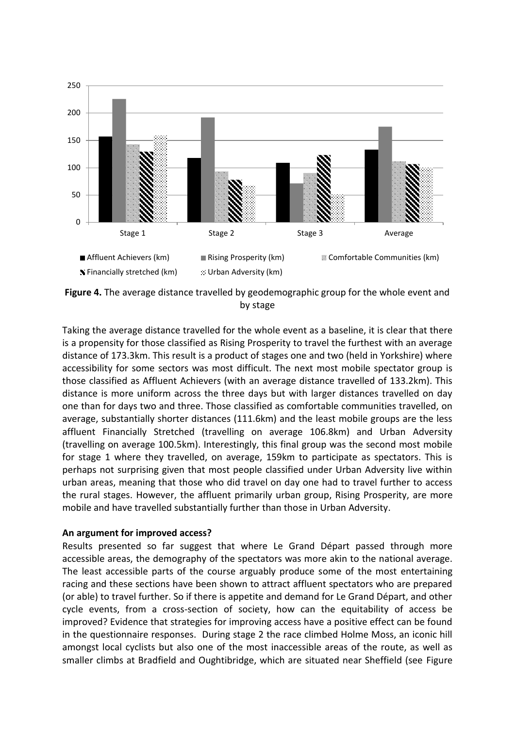**Figure 4.** The average distance travelled by geodemographic group for the whole event and by stage

Taking the average distance travelled for the whole event as a baseline, it is clear that there is a propensity for those classified as Rising Prosperity to travel the furthest with an average distance of 173.3km. This result is a product of stages one and two (held in Yorkshire) where accessibility for some sectors was most difficult. The next most mobile spectator group is those classified as Affluent Achievers (with an average distance travelled of 133.2km). This distance is more uniform across the three days but with larger distances travelled on day one than for days two and three. Those classified as comfortable communities travelled, on average, substantially shorter distances (111.6km) and the least mobile groups are the less affluent Financially Stretched (travelling on average 106.8km) and Urban Adversity (travelling on average 100.5km). Interestingly, this final group was the second most mobile for stage 1 where they travelled, on average, 159km to participate as spectators. This is perhaps not surprising given that most people classified under Urban Adversity live within urban areas, meaning that those who did travel on day one had to travel further to access the rural stages. However, the affluent primarily urban group, Rising Prosperity, are more mobile and have travelled substantially further than those in Urban Adversity.

**An argument for improved access?**

Results presented so far suggest that where Le Grand Départ passed through more accessible areas, the demography of the spectators was more akin to the national average. The least accessible parts of the course arguably produce some of the most entertaining racing and these sections have been shown to attract affluent spectators who are prepared (or able) to travel further. So if there is appetite and demand for Le Grand Départ, and other cycle events, from a cross-section of society, how can the equitability of access be improved? Evidence that strategies for improving access have a positive effect can be found in the questionnaire responses. During stage 2 the race climbed Holme Moss, an iconic hill amongst local cyclists but also one of the most inaccessible areas of the route, as well as smaller climbs at Bradfield and Oughtibridge, which are situated near Sheffield (see Figure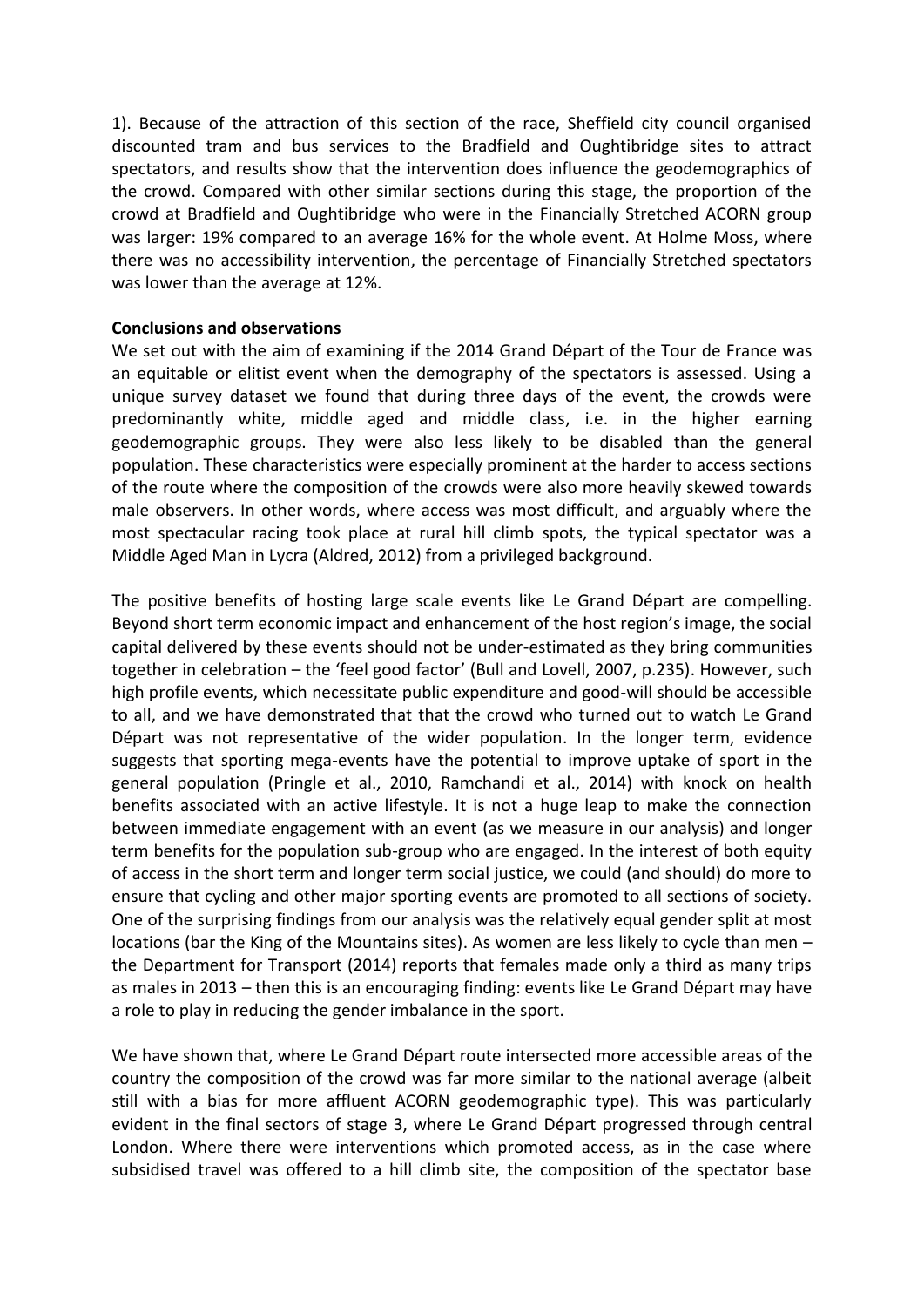1). Because of the attraction of this section of the race, Sheffield city council organised discounted tram and bus services to the Bradfield and Oughtibridge sites to attract spectators, and results show that the intervention does influence the geodemographics of the crowd. Compared with other similar sections during this stage, the proportion of the crowd at Bradfield and Oughtibridge who were in the Financially Stretched ACORN group was larger: 19% compared to an average 16% for the whole event. At Holme Moss, where there was no accessibility intervention, the percentage of Financially Stretched spectators was lower than the average at 12%.

**Conclusions and observations**

We set out with the aim of examining if the 2014 Grand Départ of the Tour de France was an equitable or elitist event when the demography of the spectators is assessed. Using a unique survey dataset we found that during three days of the event, the crowds were predominantly white, middle aged and middle class, i.e. in the higher earning geodemographic groups. They were also less likely to be disabled than the general population. These characteristics were especially prominent at the harder to access sections of the route where the composition of the crowds were also more heavily skewed towards male observers. In other words, where access was most difficult, and arguably where the most spectacular racing took place at rural hill climb spots, the typical spectator was a Middle Aged Man in Lycra (Aldred, 2012) from a privileged background.

The positive benefits of hosting large scale events like Le Grand Départ are compelling. Beyond short term economic impact and enhancement of the host region's image, the social capital delivered by these events should not be under-estimated as they bring communities together in celebration – the 'feel good factor' (Bull and Lovell, 2007, p.235). However, such high profile events, which necessitate public expenditure and good-will should be accessible to all, and we have demonstrated that that the crowd who turned out to watch Le Grand Départ was not representative of the wider population. In the longer term, evidence suggests that sporting mega-events have the potential to improve uptake of sport in the general population (Pringle et al., 2010, Ramchandi et al., 2014) with knock on health benefits associated with an active lifestyle. It is not a huge leap to make the connection between immediate engagement with an event (as we measure in our analysis) and longer term benefits for the population sub-group who are engaged. In the interest of both equity of access in the short term and longer term social justice, we could (and should) do more to ensure that cycling and other major sporting events are promoted to all sections of society. One of the surprising findings from our analysis was the relatively equal gender split at most locations (bar the King of the Mountains sites). As women are less likely to cycle than men – the Department for Transport (2014) reports that females made only a third as many trips as males in 2013 – then this is an encouraging finding: events like Le Grand Départ may have a role to play in reducing the gender imbalance in the sport.

We have shown that, where Le Grand Départ route intersected more accessible areas of the country the composition of the crowd was far more similar to the national average (albeit still with a bias for more affluent ACORN geodemographic type). This was particularly evident in the final sectors of stage 3, where Le Grand Départ progressed through central London. Where there were interventions which promoted access, as in the case where subsidised travel was offered to a hill climb site, the composition of the spectator base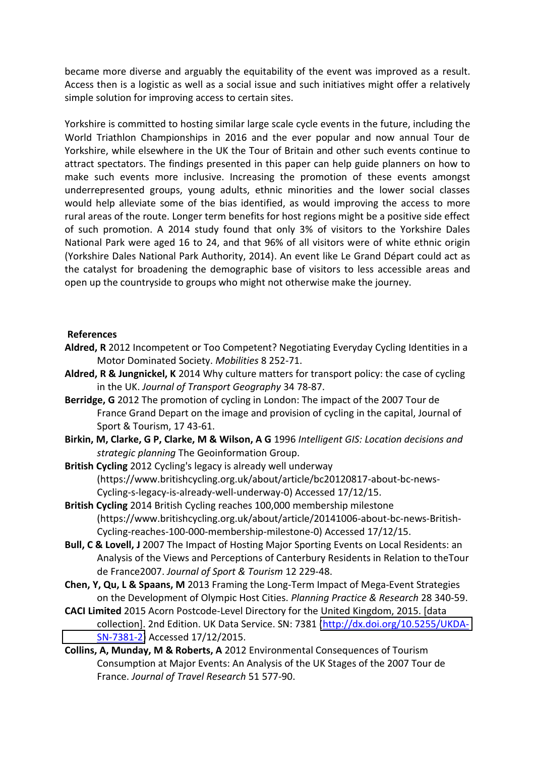became more diverse and arguably the equitability of the event was improved as a result. Access then is a logistic as well as a social issue and such initiatives might offer a relatively simple solution for improving access to certain sites.

Yorkshire is committed to hosting similar large scale cycle events in the future, including the World Triathlon Championships in 2016 and the ever popular and now annual Tour de Yorkshire, while elsewhere in the UK the Tour of Britain and other such events continue to attract spectators. The findings presented in this paper can help guide planners on how to make such events more inclusive. Increasing the promotion of these events amongst underrepresented groups, young adults, ethnic minorities and the lower social classes would help alleviate some of the bias identified, as would improving the access to more rural areas of the route. Longer term benefits for host regions might be a positive side effect of such promotion. A 2014 study found that only 3% of visitors to the Yorkshire Dales National Park were aged 16 to 24, and that 96% of all visitors were of white ethnic origin (Yorkshire Dales National Park Authority, 2014). An event like Le Grand Départ could act as the catalyst for broadening the demographic base of visitors to less accessible areas and open up the countryside to groups who might not otherwise make the journey.

## References

**Aldred, R** 2012 Incompetent or Too Competent? Negotiating Everyday Cycling Identities in a Motor Dominated Society. *Mobilities* 8 252-71.

**Aldred, R & Jungnickel, K** 2014 Why culture matters for transport policy: the case of cycling in the UK. *Journal of Transport Geography* 34 78-87.

**Berridge, G** 2012 The promotion of cycling in London: The impact of the 2007 Tour de France Grand Depart on the image and provision of cycling in the capital, Journal of Sport & Tourism, 17 43-61.

**Birkin, M, Clarke, G P, Clarke, M & Wilson, A G** 1996 *Intelligent GIS: Location decisions and strategic planning* The Geoinformation Group.

**British Cycling** 2012 Cycling's legacy is already well underway (https://www.britishcycling.org.uk/about/article/bc20120817-about-bc-news-Cycling-s-legacy-is-already-well-underway-0) Accessed 17/12/15.

**British Cycling** 2014 British Cycling reaches 100,000 membership milestone (https://www.britishcycling.org.uk/about/article/20141006-about-bc-news-British-Cycling-reaches-100-000-membership-milestone-0) Accessed 17/12/15.

**Bull, C & Lovell, J** 2007 The Impact of Hosting Major Sporting Events on Local Residents: an Analysis of the Views and Perceptions of Canterbury Residents in Relation to theTour de France2007. *Journal of Sport & Tourism* 12 229-48.

**Chen, Y, Qu, L & Spaans, M** 2013 Framing the Long-Term Impact of Mega-Event Strategies on the Development of Olympic Host Cities. *Planning Practice & Research* 28 340-59.

**CACI Limited** 2015 Acorn Postcode-Level Directory for the United Kingdom, 2015. [data collection]. 2nd Edition. UK Data Service. SN: 7381 (http://dx.doi.org/10.5255/UKDA-SN-7381-2) Accessed 17/12/2015.

**Collins, A, Munday, M & Roberts, A** 2012 Environmental Consequences of Tourism Consumption at Major Events: An Analysis of the UK Stages of the 2007 Tour de France. *Journal of Travel Research* 51 577-90.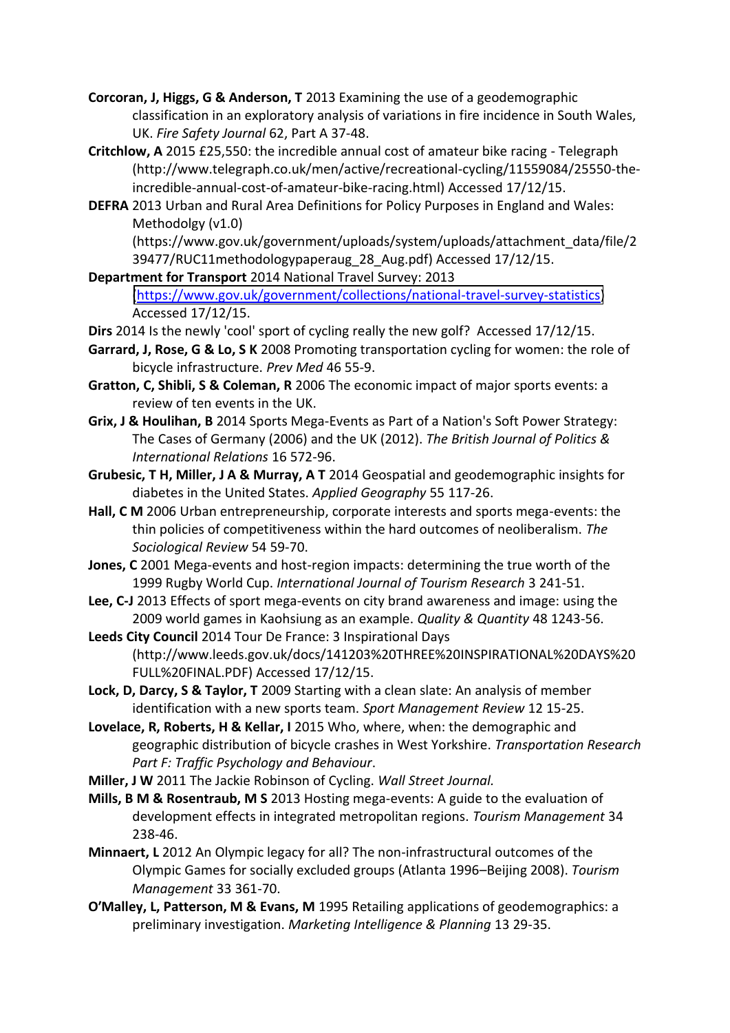**Corcoran, J, Higgs, G & Anderson, T** 2013 Examining the use of a geodemographic classification in an exploratory analysis of variations in fire incidence in South Wales, UK. *Fire Safety Journal* 62, Part A 37-48.

**Critchlow, A** 2015 £25,550: the incredible annual cost of amateur bike racing - Telegraph (http://www.telegraph.co.uk/men/active/recreational-cycling/11559084/25550-the-incredible-annual-cost-of-amateur-bike-racing.html) Accessed 17/12/15.

**DEFRA** 2013 Urban and Rural Area Definitions for Policy Purposes in England and Wales: Methodolgy (v1.0) (https://www.gov.uk/government/uploads/system/uploads/attachment_data/file/239477/RUC11methodologypaperaug_28_Aug.pdf) Accessed 17/12/15.

**Department for Transport** 2014 National Travel Survey: 2013 (https://www.gov.uk/government/collections/national-travel-survey-statistics) Accessed 17/12/15.

**Dirs** 2014 Is the newly 'cool' sport of cycling really the new golf? Accessed 17/12/15.

**Garrard, J, Rose, G & Lo, S K** 2008 Promoting transportation cycling for women: the role of bicycle infrastructure. *Prev Med* 46 55-9.

**Gratton, C, Shibli, S & Coleman, R** 2006 The economic impact of major sports events: a review of ten events in the UK.

**Grix, J & Houlihan, B** 2014 Sports Mega-Events as Part of a Nation's Soft Power Strategy: The Cases of Germany (2006) and the UK (2012). *The British Journal of Politics & International Relations* 16 572-96.

**Grubesic, T H, Miller, J A & Murray, A T** 2014 Geospatial and geodemographic insights for diabetes in the United States. *Applied Geography* 55 117-26.

**Hall, C M** 2006 Urban entrepreneurship, corporate interests and sports mega-events: the thin policies of competitiveness within the hard outcomes of neoliberalism. *The Sociological Review* 54 59-70.

**Jones, C** 2001 Mega-events and host-region impacts: determining the true worth of the 1999 Rugby World Cup. *International Journal of Tourism Research* 3 241-51.

**Lee, C-J** 2013 Effects of sport mega-events on city brand awareness and image: using the 2009 world games in Kaohsiung as an example. *Quality & Quantity* 48 1243-56.

**Leeds City Council** 2014 Tour De France: 3 Inspirational Days (http://www.leeds.gov.uk/docs/141203%20THREE%20INSPIRATIONAL%20DAYS%20FULL%20FINAL.PDF) Accessed 17/12/15.

**Lock, D, Darcy, S & Taylor, T** 2009 Starting with a clean slate: An analysis of member identification with a new sports team. *Sport Management Review* 12 15-25.

**Lovelace, R, Roberts, H & Kellar, I** 2015 Who, where, when: the demographic and geographic distribution of bicycle crashes in West Yorkshire. *Transportation Research Part F: Traffic Psychology and Behaviour*.

**Miller, J W** 2011 The Jackie Robinson of Cycling. *Wall Street Journal.*

**Mills, B M & Rosentraub, M S** 2013 Hosting mega-events: A guide to the evaluation of development effects in integrated metropolitan regions. *Tourism Management* 34 238-46.

**Minnaert, L** 2012 An Olympic legacy for all? The non-infrastructural outcomes of the Olympic Games for socially excluded groups (Atlanta 1996–Beijing 2008). *Tourism Management* 33 361-70.

**O'Malley, L, Patterson, M & Evans, M** 1995 Retailing applications of geodemographics: a preliminary investigation. *Marketing Intelligence & Planning* 13 29-35.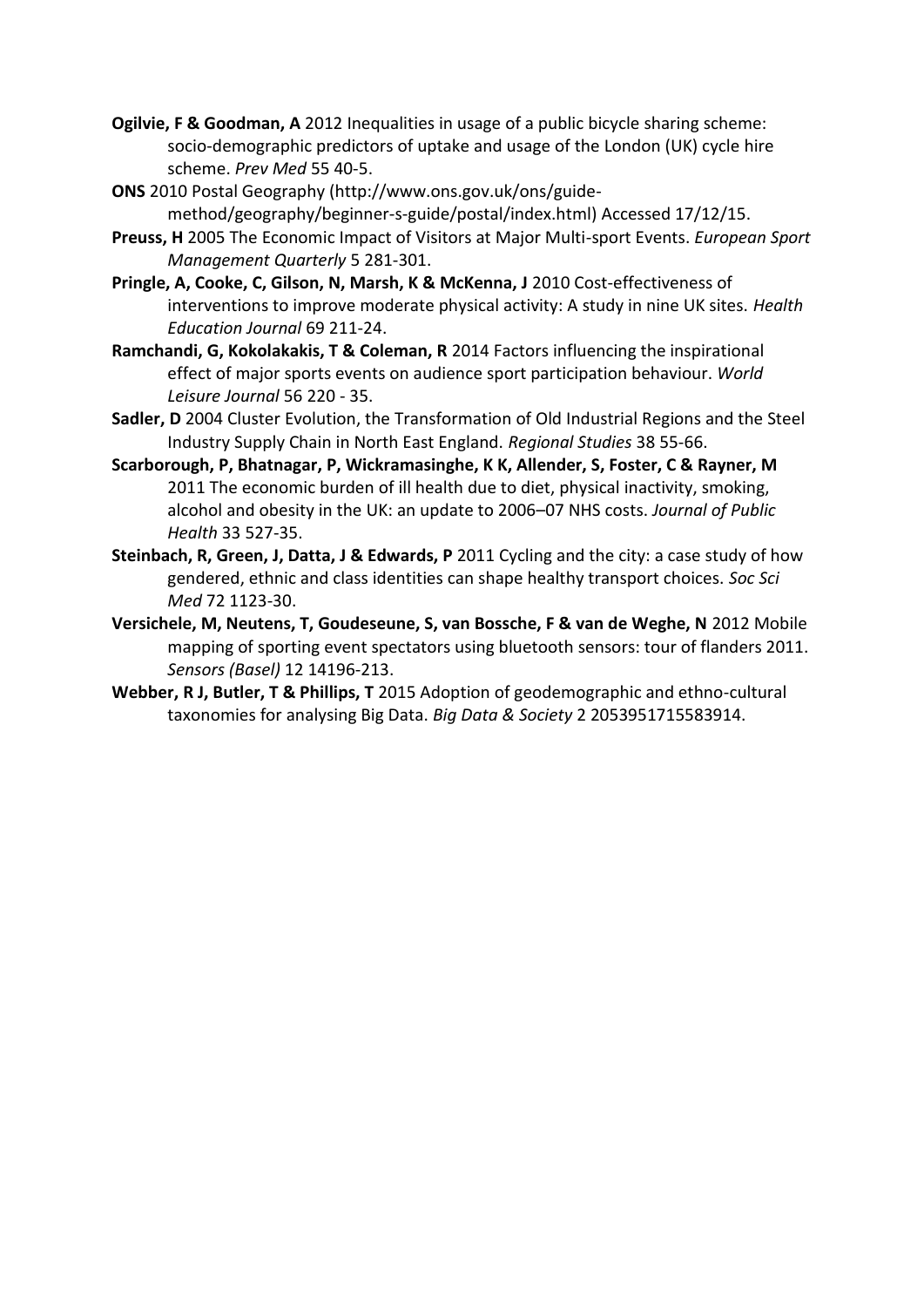**Ogilvie, F & Goodman, A** 2012 Inequalities in usage of a public bicycle sharing scheme: socio-demographic predictors of uptake and usage of the London (UK) cycle hire scheme. *Prev Med* 55 40-5.

**ONS** 2010 Postal Geography (http://www.ons.gov.uk/ons/guide-method/geography/beginner-s-guide/postal/index.html) Accessed 17/12/15.

**Preuss, H** 2005 The Economic Impact of Visitors at Major Multi-sport Events. *European Sport Management Quarterly* 5 281-301.

**Pringle, A, Cooke, C, Gilson, N, Marsh, K & McKenna, J** 2010 Cost-effectiveness of interventions to improve moderate physical activity: A study in nine UK sites. *Health Education Journal* 69 211-24.

**Ramchandi, G, Kokolakakis, T & Coleman, R** 2014 Factors influencing the inspirational effect of major sports events on audience sport participation behaviour. *World Leisure Journal* 56 220 - 35.

**Sadler, D** 2004 Cluster Evolution, the Transformation of Old Industrial Regions and the Steel Industry Supply Chain in North East England. *Regional Studies* 38 55-66.

**Scarborough, P, Bhatnagar, P, Wickramasinghe, K K, Allender, S, Foster, C & Rayner, M** 2011 The economic burden of ill health due to diet, physical inactivity, smoking, alcohol and obesity in the UK: an update to 2006–07 NHS costs. *Journal of Public Health* 33 527-35.

**Steinbach, R, Green, J, Datta, J & Edwards, P** 2011 Cycling and the city: a case study of how gendered, ethnic and class identities can shape healthy transport choices. *Soc Sci Med* 72 1123-30.

**Versichele, M, Neutens, T, Goudeseune, S, van Bossche, F & van de Weghe, N** 2012 Mobile mapping of sporting event spectators using bluetooth sensors: tour of flanders 2011. *Sensors (Basel)* 12 14196-213.

**Webber, R J, Butler, T & Phillips, T** 2015 Adoption of geodemographic and ethno-cultural taxonomies for analysing Big Data. *Big Data & Society* 2 2053951715583914.